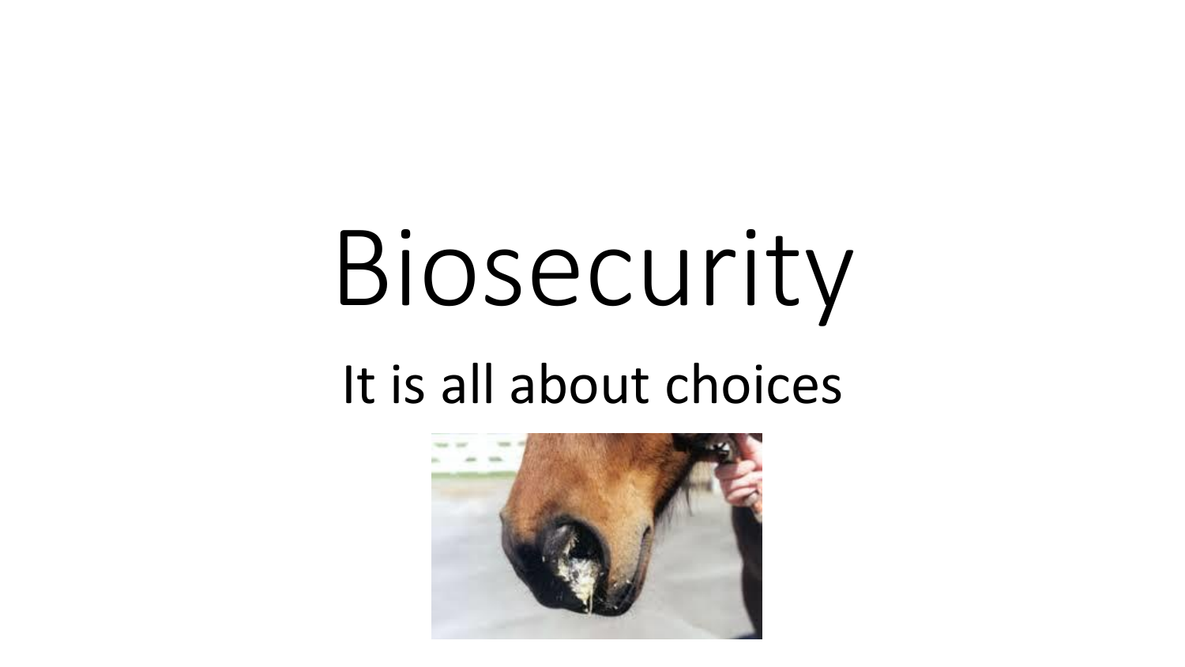# Biosecurity

## It is all about choices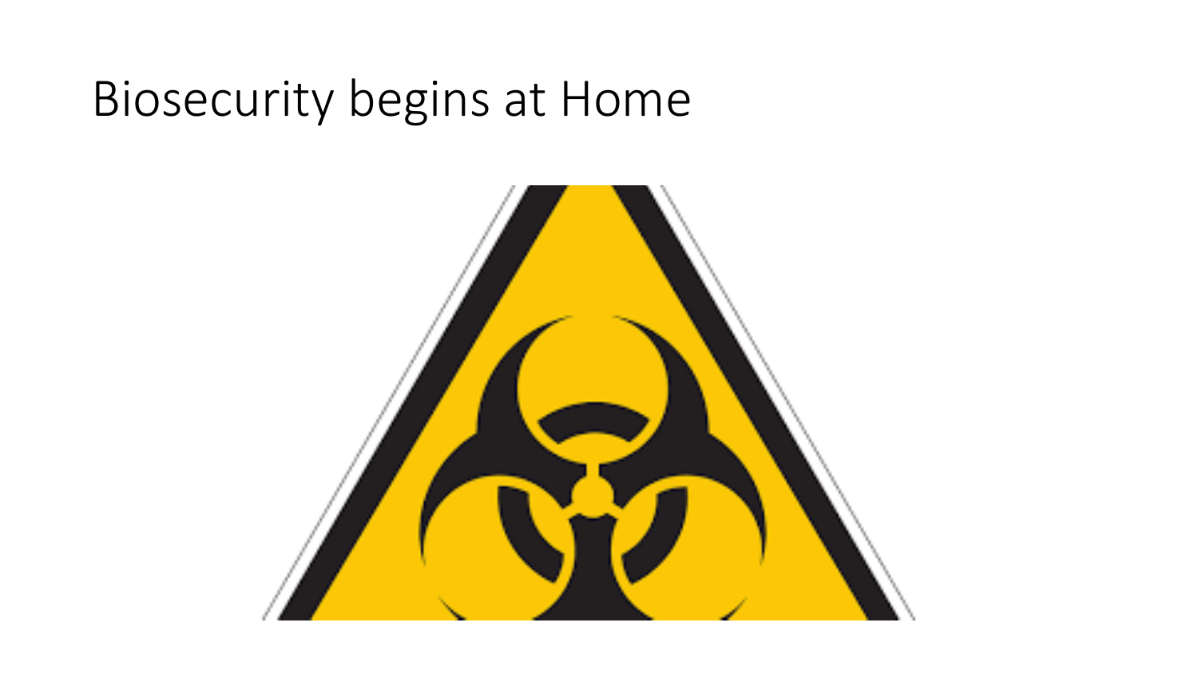# Biosecurity begins at Home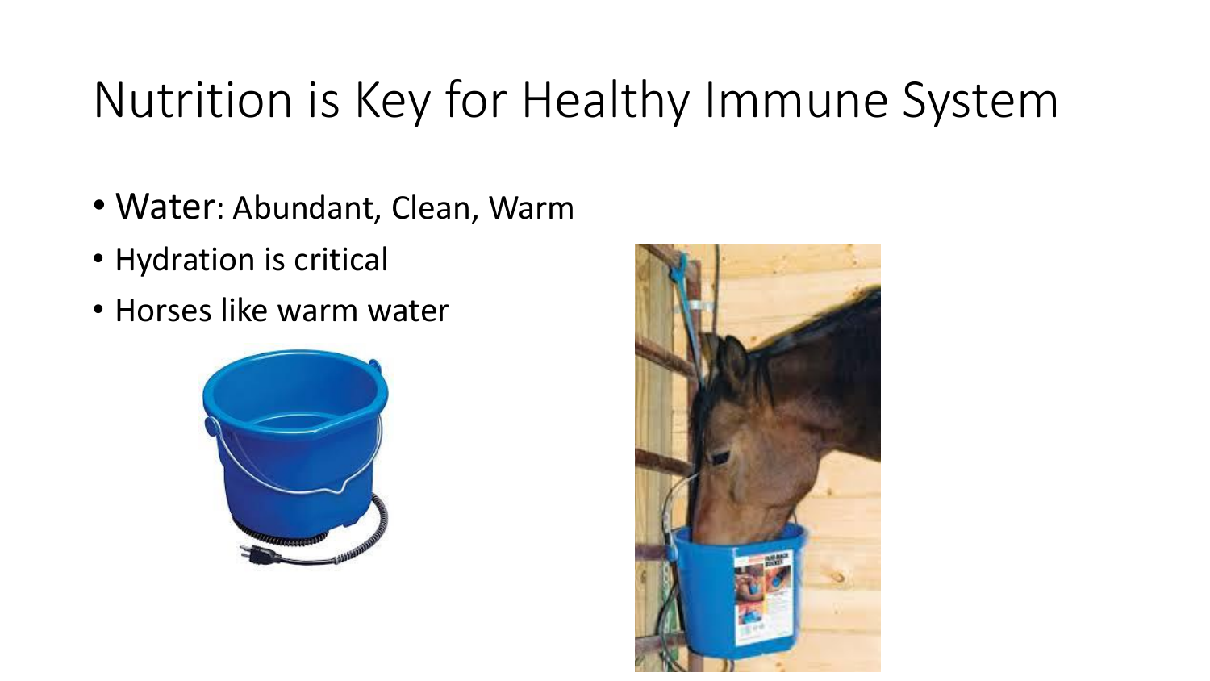# Nutrition is Key for Healthy Immune System

- Water: Abundant, Clean, Warm
- Hydration is critical
- Horses like warm water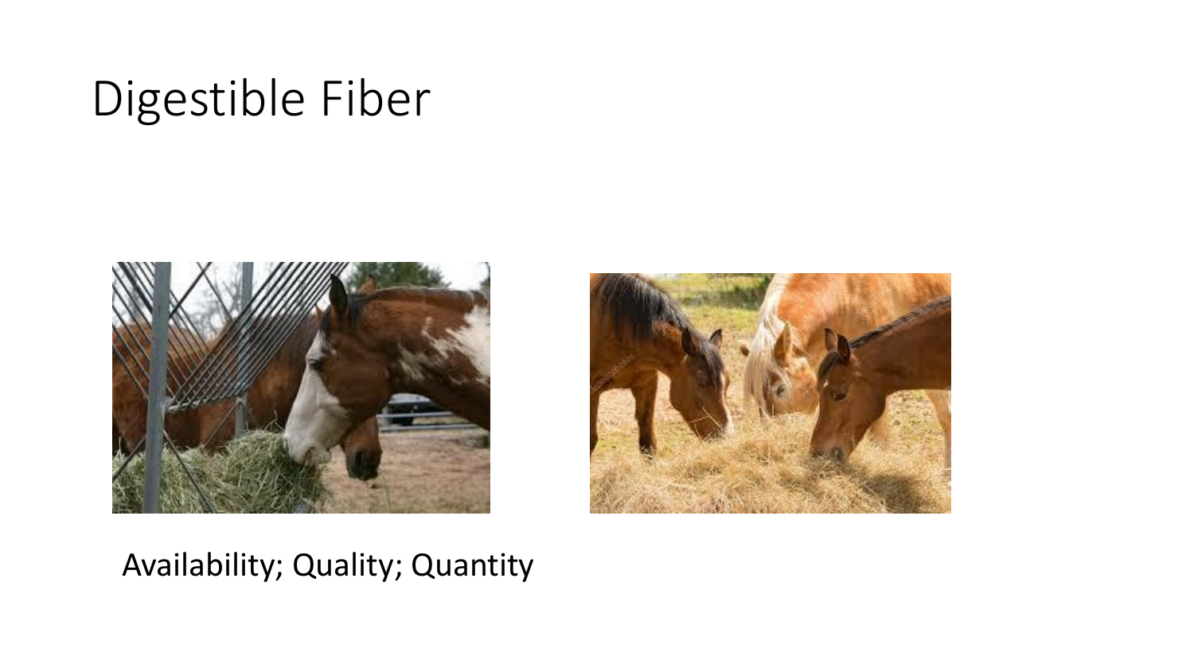# Digestible Fiber

Availability; Quality; Quantity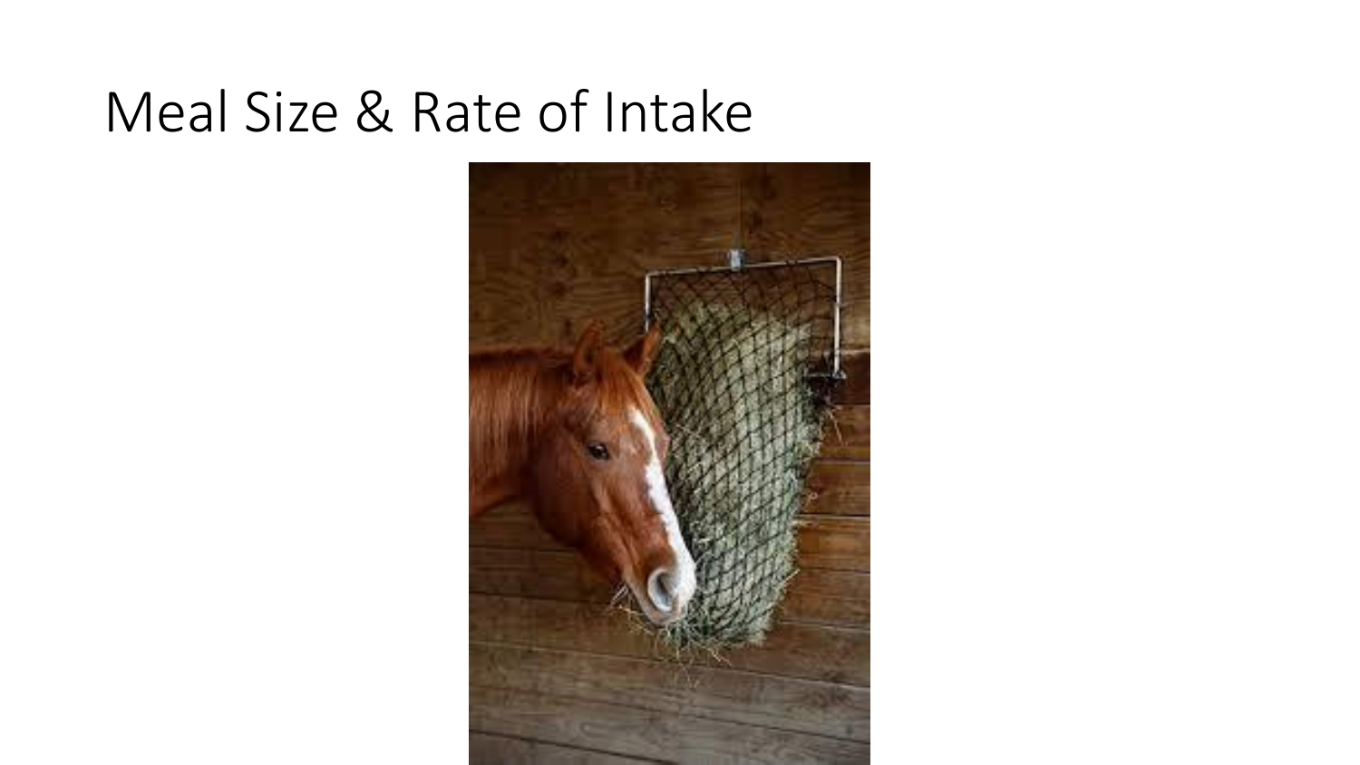# Meal Size & Rate of Intake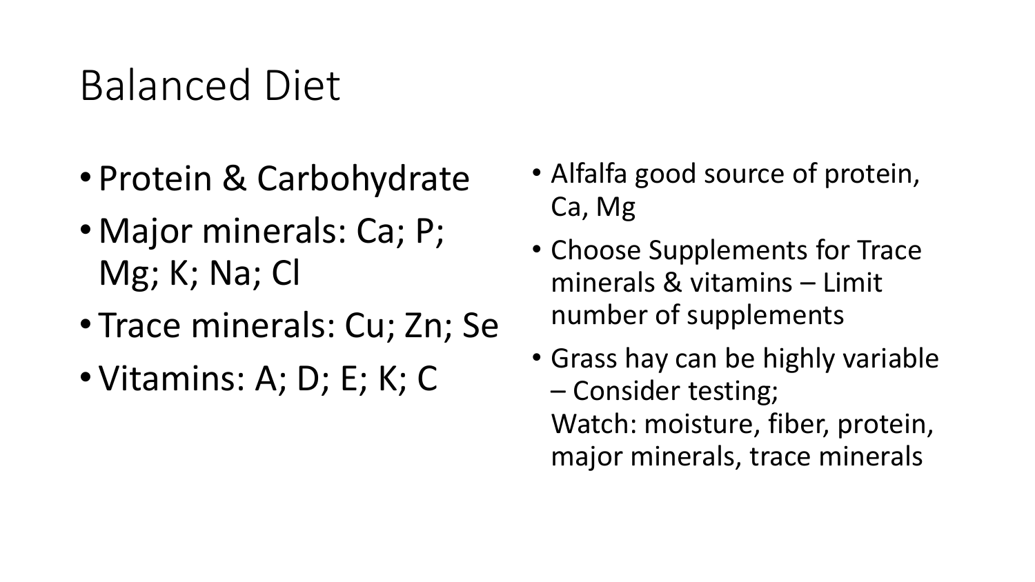# Balanced Diet

- Protein & Carbohydrate
- Major minerals: Ca; P; Mg; K; Na; Cl
- Trace minerals: Cu; Zn; Se
- Vitamins: A; D; E; K; C

- Alfalfa good source of protein, Ca, Mg
- Choose Supplements for Trace minerals & vitamins – Limit number of supplements
- Grass hay can be highly variable – Consider testing;
  Watch: moisture, fiber, protein, major minerals, trace minerals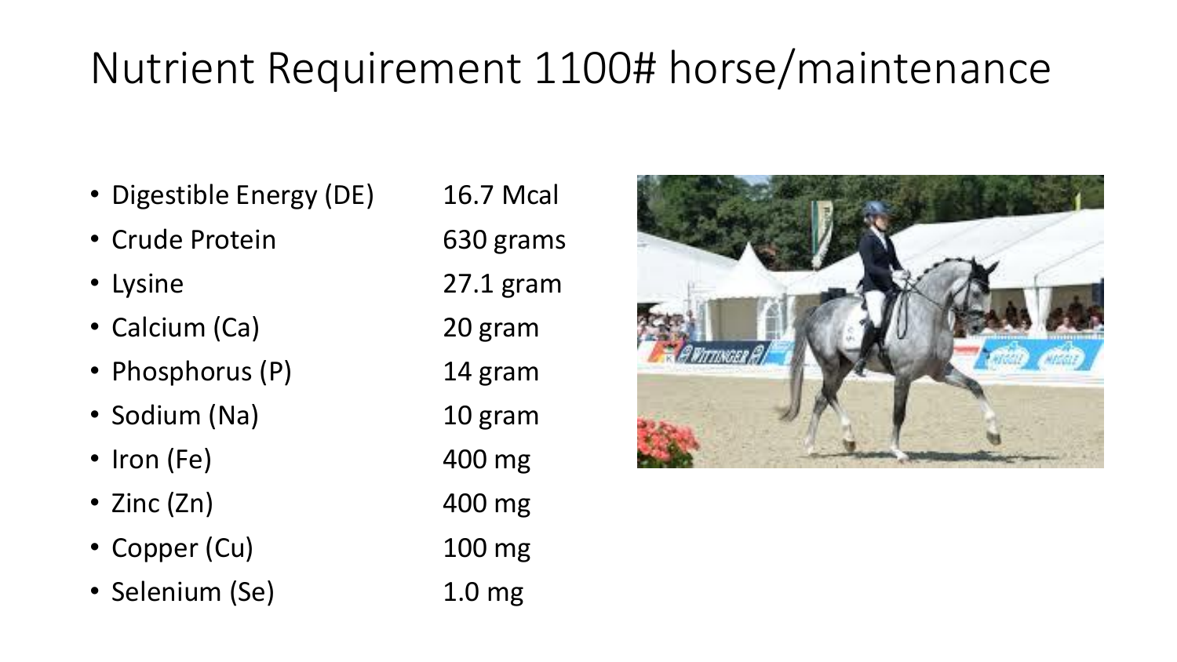# Nutrient Requirement 1100# horse/maintenance

| Nutrient | Requirement |
|---|---|
| Digestible Energy (DE) | 16.7 Mcal |
| Crude Protein | 630 grams |
| Lysine | 27.1 gram |
| Calcium (Ca) | 20 gram |
| Phosphorus (P) | 14 gram |
| Sodium (Na) | 10 gram |
| Iron (Fe) | 400 mg |
| Zinc (Zn) | 400 mg |
| Copper (Cu) | 100 mg |
| Selenium (Se) | 1.0 mg |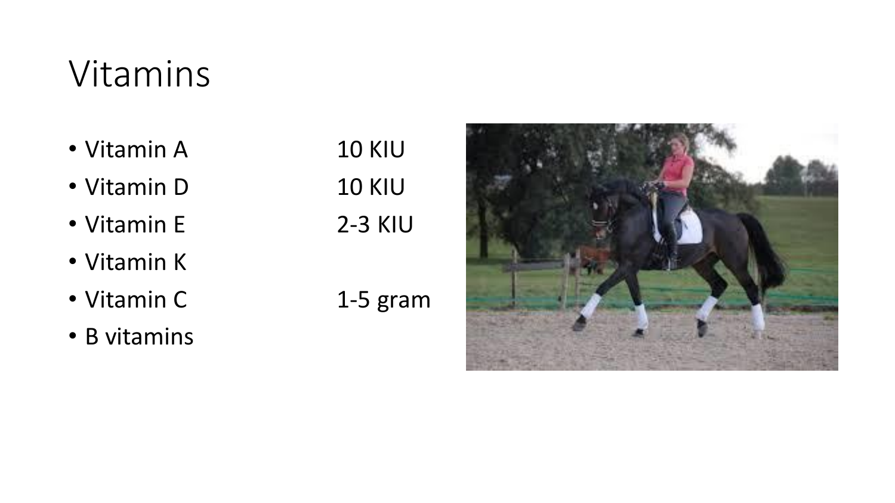# Vitamins

- Vitamin A 10 KIU
- Vitamin D 10 KIU
- Vitamin E 2-3 KIU
- Vitamin K
- Vitamin C 1-5 gram
- B vitamins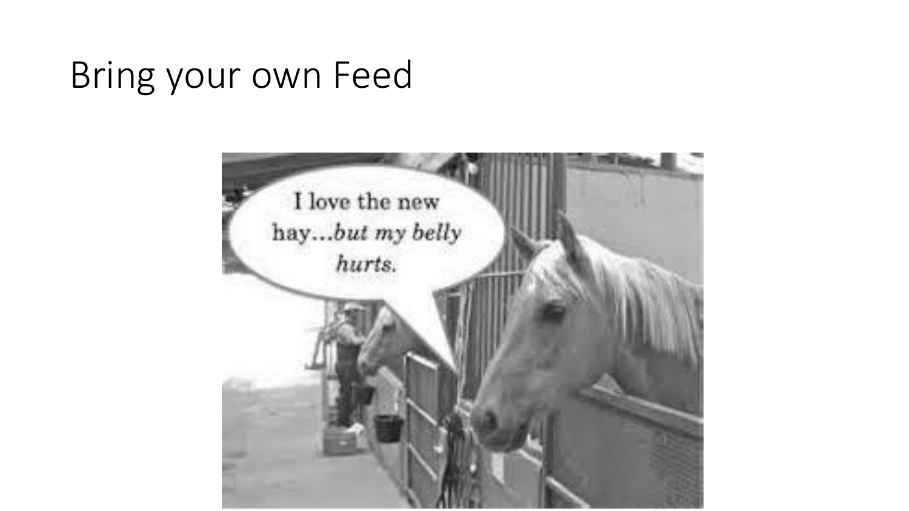# Bring your own Feed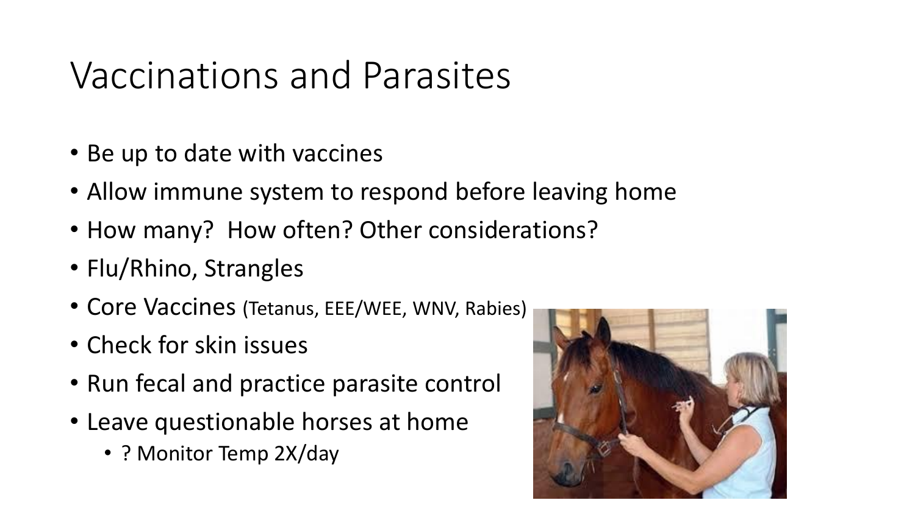# Vaccinations and Parasites

- Be up to date with vaccines
- Allow immune system to respond before leaving home
- How many? How often? Other considerations?
- Flu/Rhino, Strangles
- Core Vaccines (Tetanus, EEE/WEE, WNV, Rabies)
- Check for skin issues
- Run fecal and practice parasite control
- Leave questionable horses at home
  - ? Monitor Temp 2X/day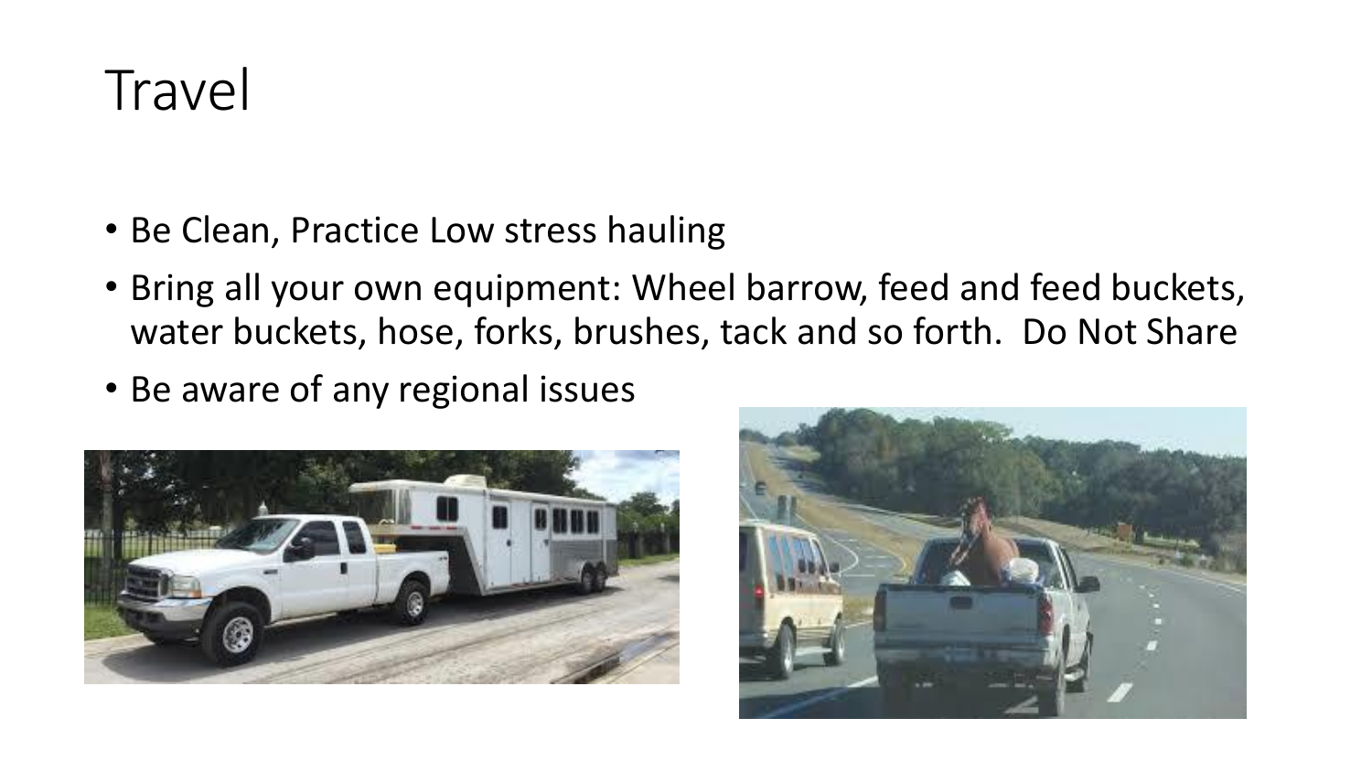# Travel

- Be Clean, Practice Low stress hauling
- Bring all your own equipment: Wheel barrow, feed and feed buckets, water buckets, hose, forks, brushes, tack and so forth. Do Not Share
- Be aware of any regional issues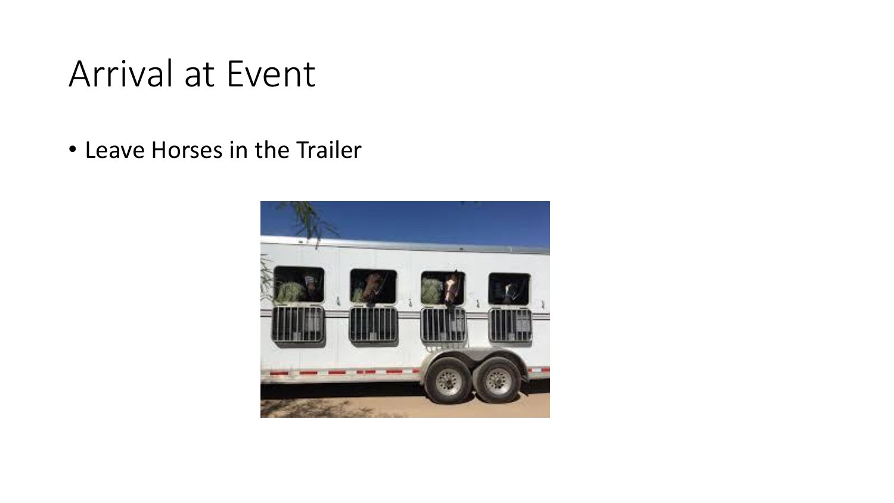# Arrival at Event

- Leave Horses in the Trailer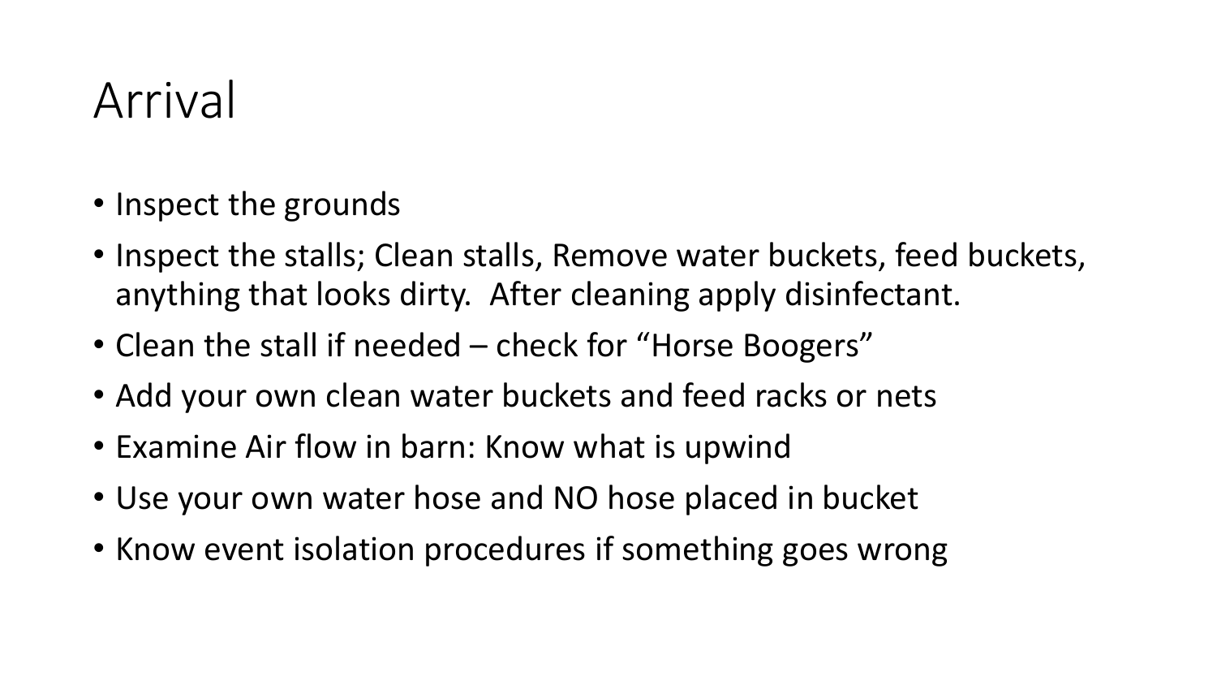# Arrival

- Inspect the grounds
- Inspect the stalls; Clean stalls, Remove water buckets, feed buckets, anything that looks dirty. After cleaning apply disinfectant.
- Clean the stall if needed – check for "Horse Boogers"
- Add your own clean water buckets and feed racks or nets
- Examine Air flow in barn: Know what is upwind
- Use your own water hose and NO hose placed in bucket
- Know event isolation procedures if something goes wrong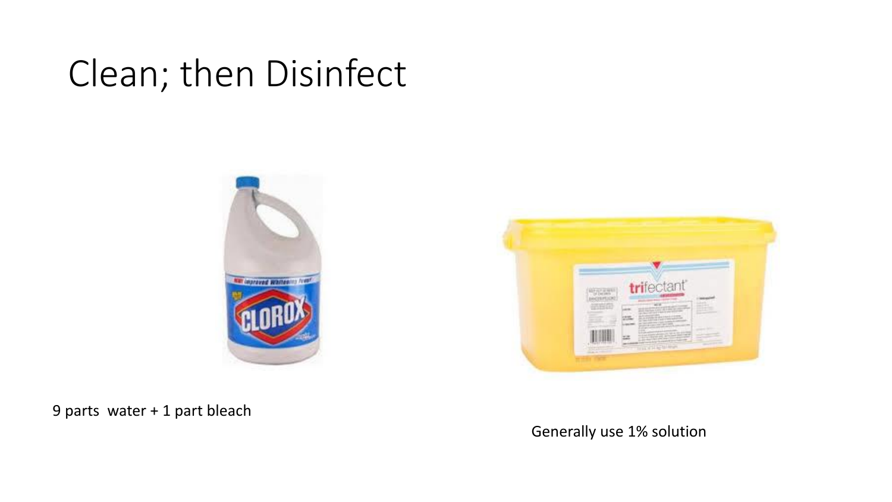# Clean; then Disinfect

9 parts water + 1 part bleach

Generally use 1% solution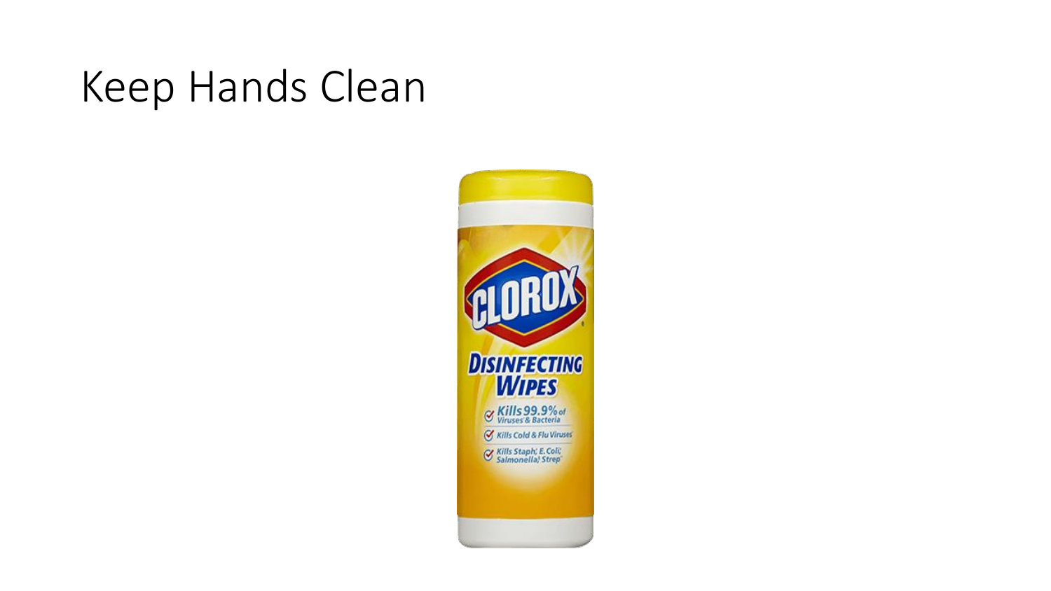# Keep Hands Clean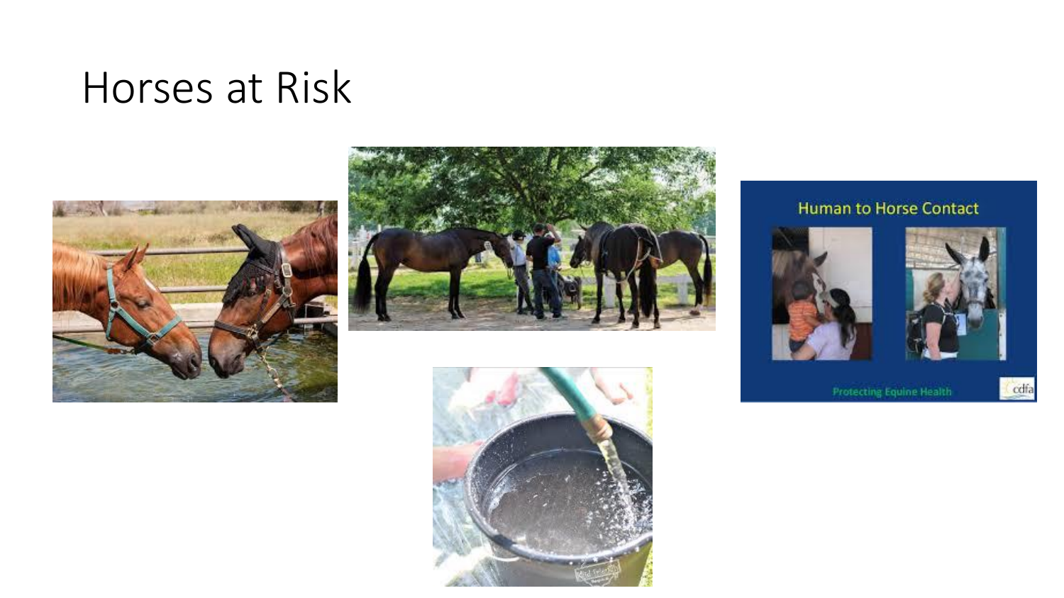# Horses at Risk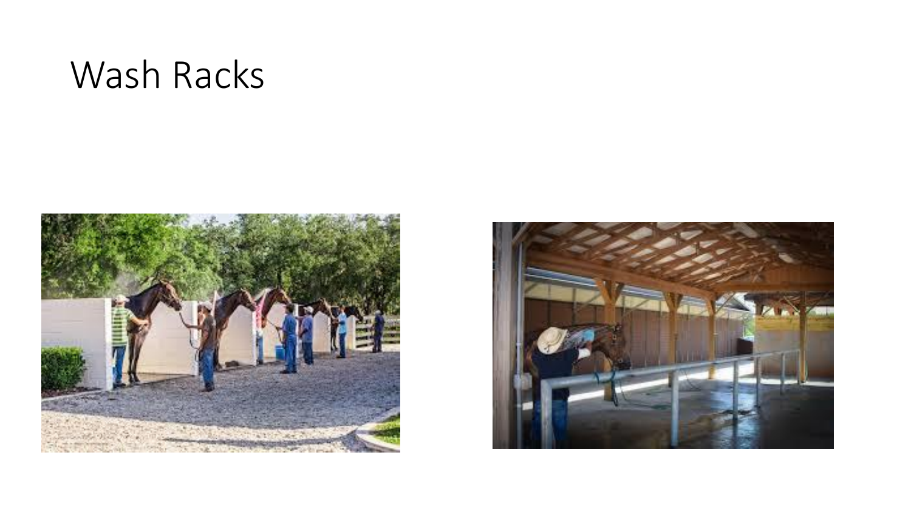# Wash Racks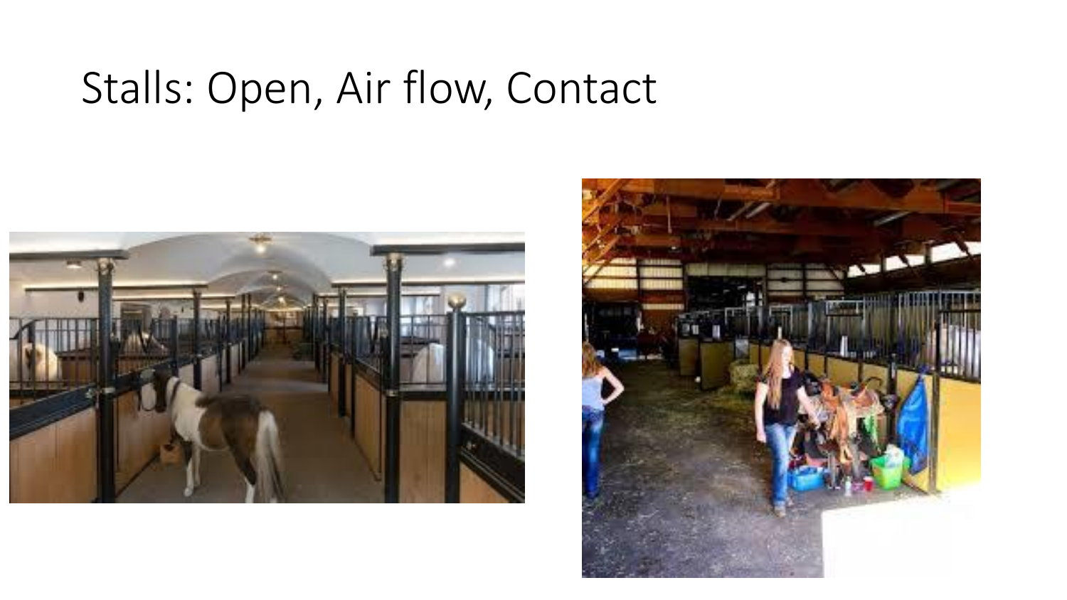# Stalls: Open, Air flow, Contact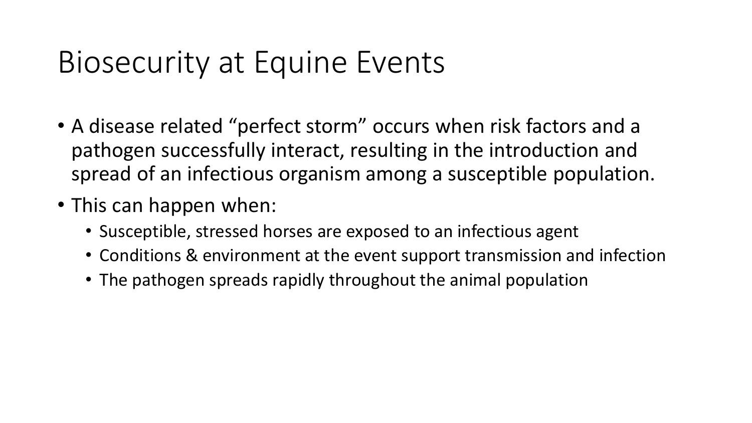# Biosecurity at Equine Events

- A disease related "perfect storm" occurs when risk factors and a pathogen successfully interact, resulting in the introduction and spread of an infectious organism among a susceptible population.
- This can happen when:
  - Susceptible, stressed horses are exposed to an infectious agent
  - Conditions & environment at the event support transmission and infection
  - The pathogen spreads rapidly throughout the animal population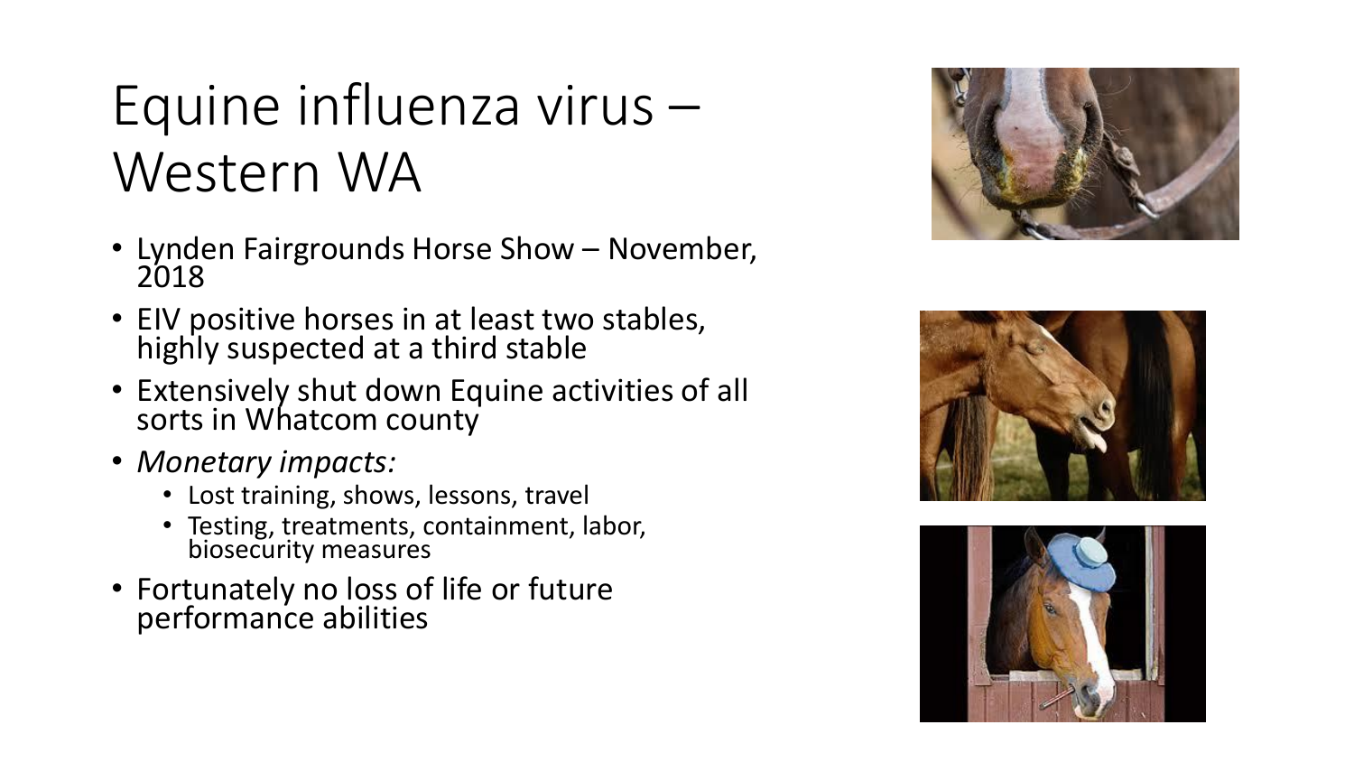# Equine influenza virus – Western WA

- Lynden Fairgrounds Horse Show – November, 2018
- EIV positive horses in at least two stables, highly suspected at a third stable
- Extensively shut down Equine activities of all sorts in Whatcom county
- *Monetary impacts:*
  - Lost training, shows, lessons, travel
  - Testing, treatments, containment, labor, biosecurity measures
- Fortunately no loss of life or future performance abilities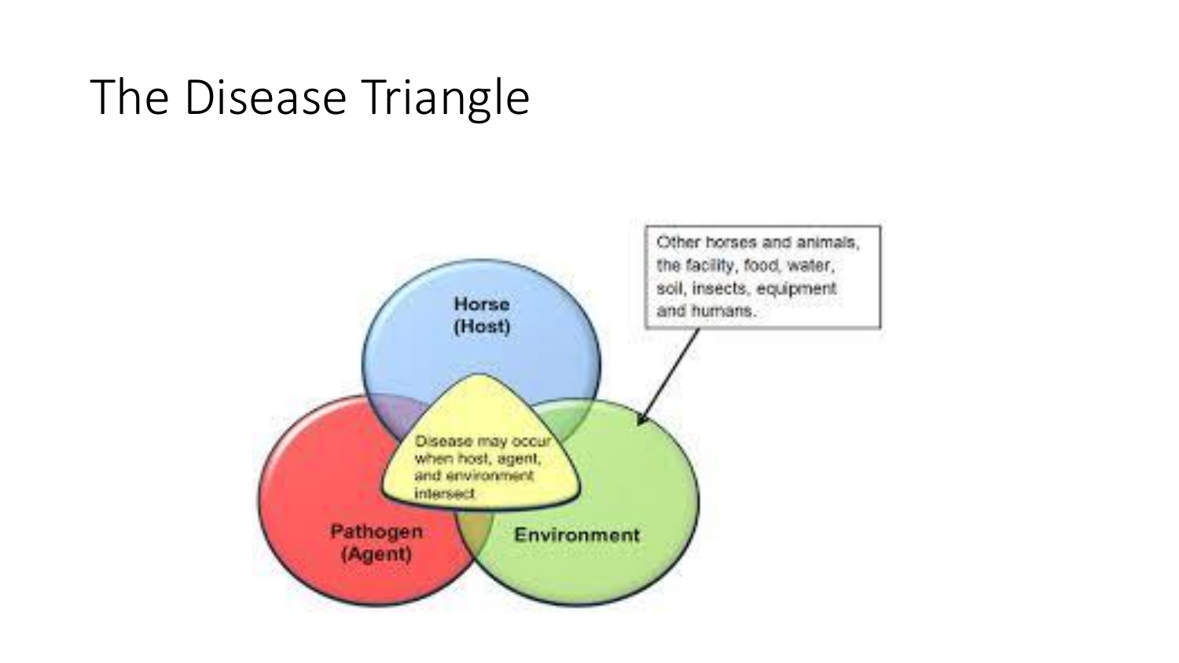# The Disease Triangle

Horse (Host)

Pathogen (Agent)

Environment

Disease may occur when host, agent, and environment intersect

Other horses and animals, the facility, food, water, soil, insects, equipment and humans.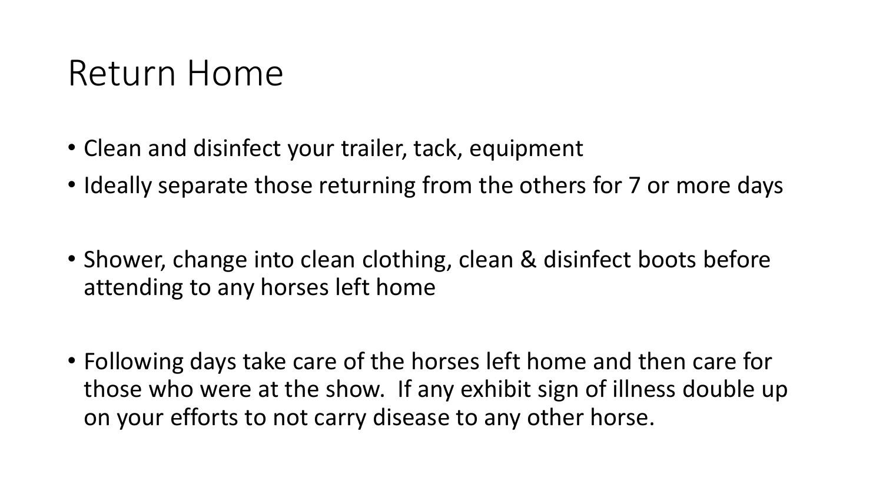# Return Home

- Clean and disinfect your trailer, tack, equipment
- Ideally separate those returning from the others for 7 or more days

- Shower, change into clean clothing, clean & disinfect boots before attending to any horses left home

- Following days take care of the horses left home and then care for those who were at the show. If any exhibit sign of illness double up on your efforts to not carry disease to any other horse.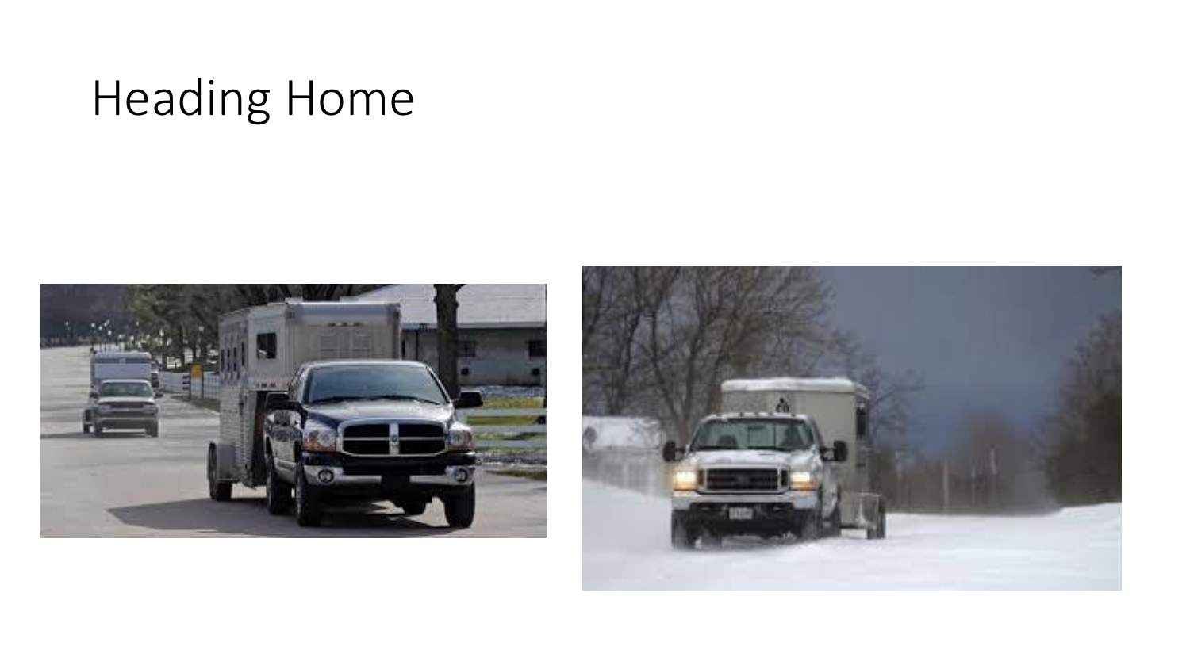# Heading Home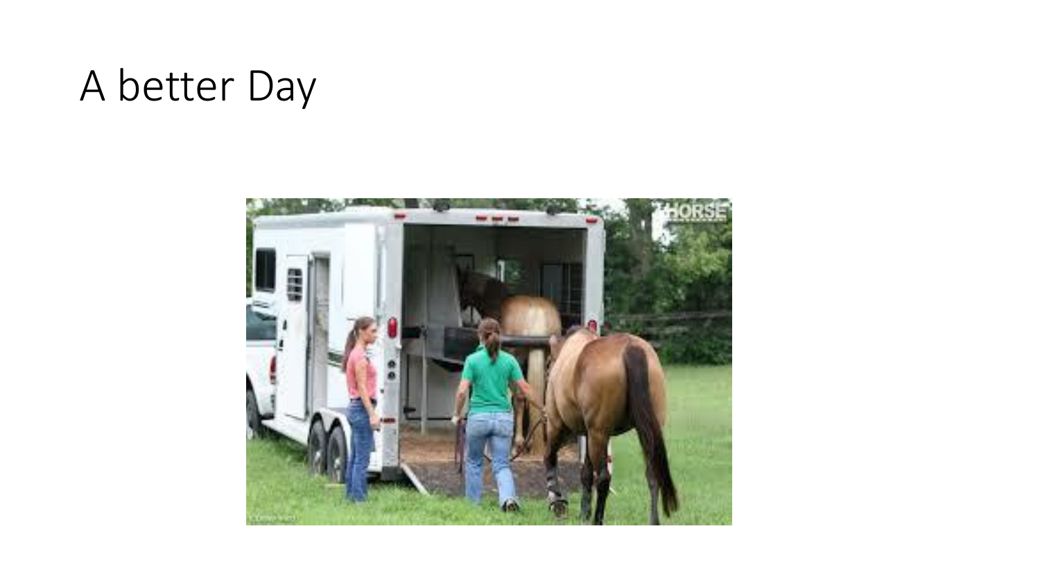# A better Day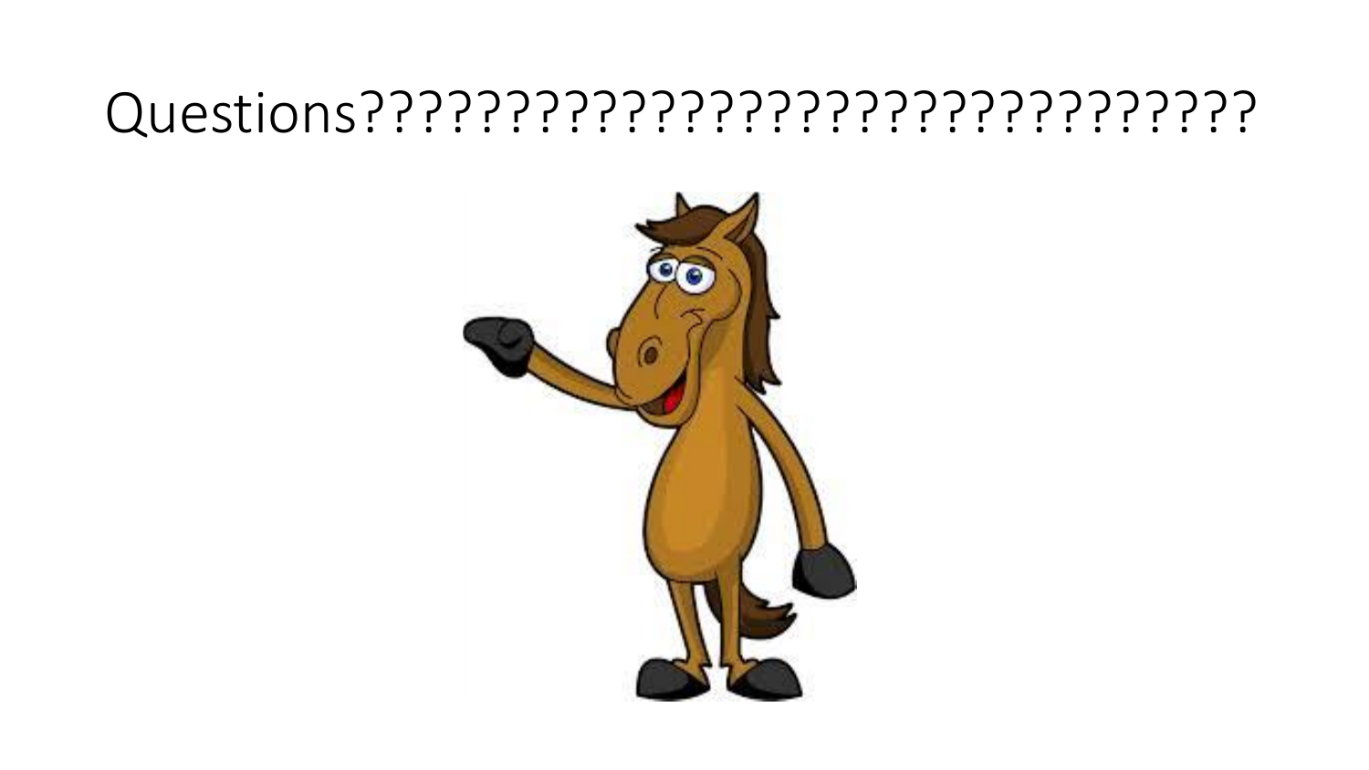# Questions?????????????????????????????????